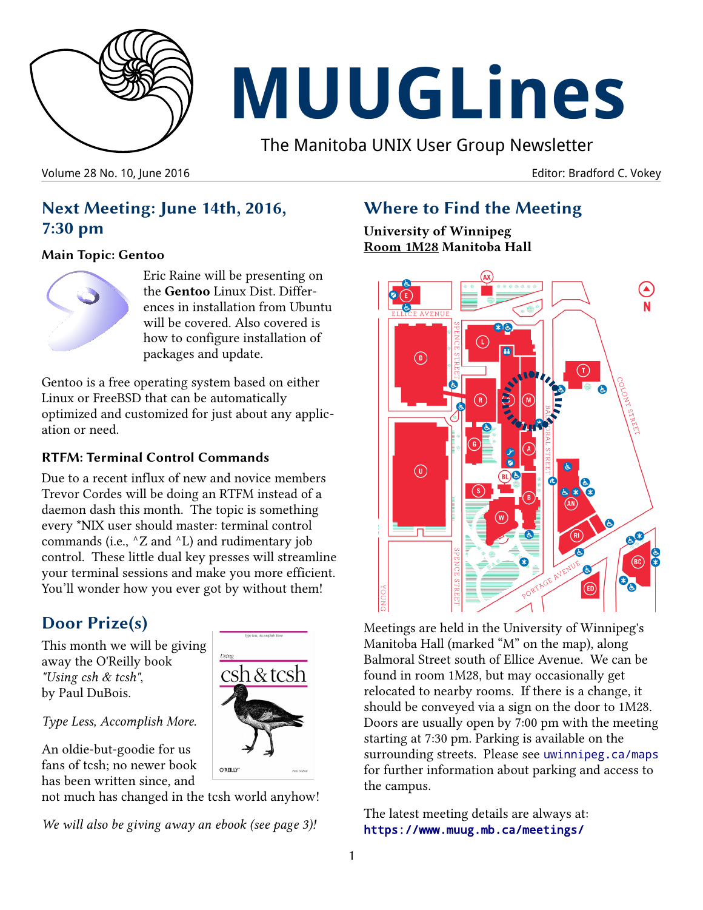# MUUGLines

The Manitoba UNIX User Group Newsletter

Volume 28 No. 10, June 2016 | Editor: Bradford C. Vokey

## Next Meeting: June 14th, 2016, 7:30 pm

### Main Topic: Gentoo

Eric Raine will be presenting on the **Gentoo** Linux Dist. Differences in installation from Ubuntu will be covered. Also covered is how to configure installation of packages and update.

Gentoo is a free operating system based on either Linux or FreeBSD that can be automatically optimized and customized for just about any application or need.

### RTFM: Terminal Control Commands

Due to a recent influx of new and novice members Trevor Cordes will be doing an RTFM instead of a daemon dash this month. The topic is something every *NIX user should master: terminal control commands (i.e., ^Z and ^L) and rudimentary job control. These little dual key presses will streamline your terminal sessions and make you more efficient. You'll wonder how you ever got by without them!

## Door Prize(s)

This month we will be giving away the O'Reilly book *"Using csh & tcsh"*, by Paul DuBois.

*Type Less, Accomplish More.*

An oldie-but-goodie for us fans of tcsh; no newer book has been written since, and not much has changed in the tcsh world anyhow!

*We will also be giving away an ebook (see page 3)!*

## Where to Find the Meeting

**University of Winnipeg**
**Room 1M28 Manitoba Hall**

Meetings are held in the University of Winnipeg's Manitoba Hall (marked "M" on the map), along Balmoral Street south of Ellice Avenue. We can be found in room 1M28, but may occasionally get relocated to nearby rooms. If there is a change, it should be conveyed via a sign on the door to 1M28. Doors are usually open by 7:00 pm with the meeting starting at 7:30 pm. Parking is available on the surrounding streets. Please see `uwinnipeg.ca/maps` for further information about parking and access to the campus.

The latest meeting details are always at:
**`https://www.muug.mb.ca/meetings/`**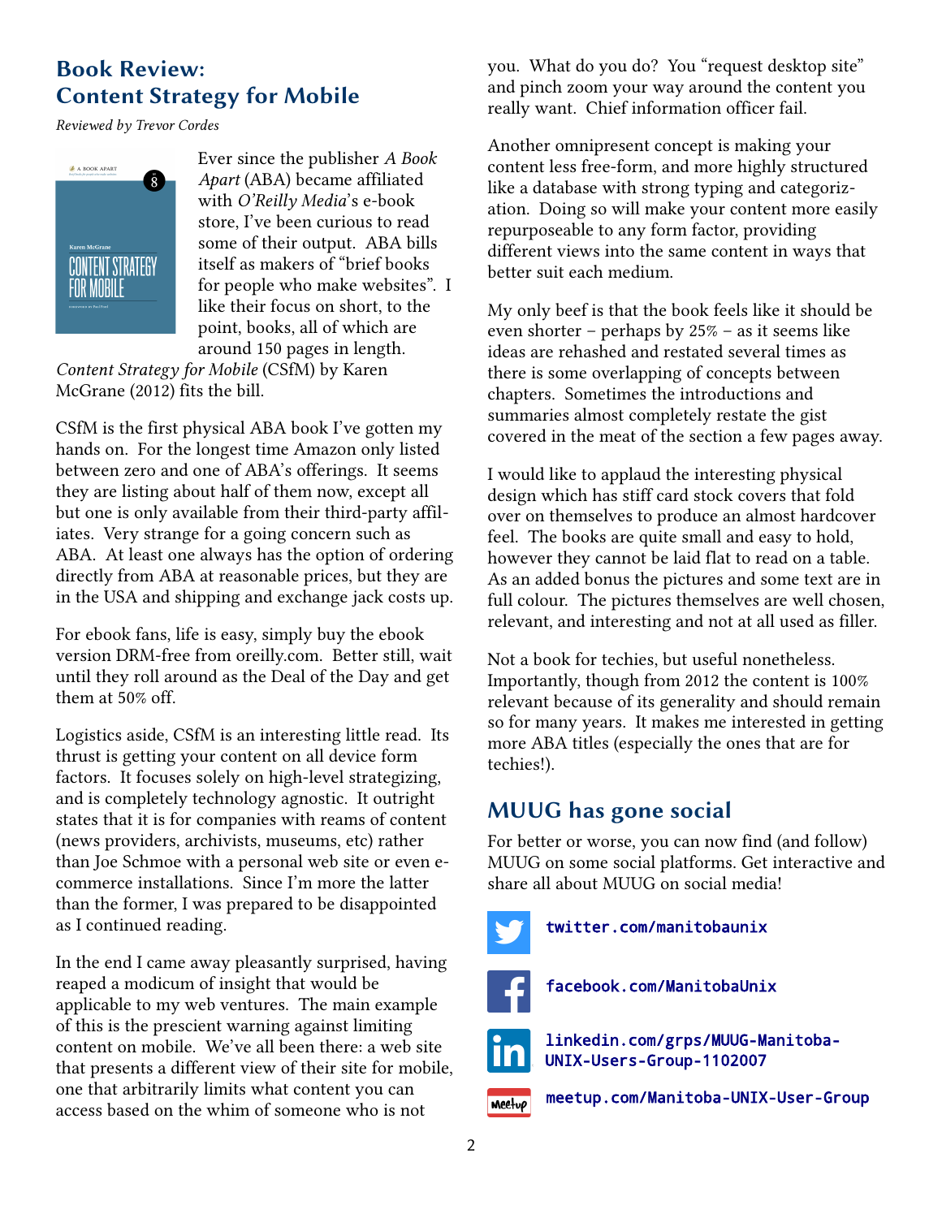## Book Review: Content Strategy for Mobile

*Reviewed by Trevor Cordes*

Ever since the publisher *A Book Apart* (ABA) became affiliated with *O'Reilly Media*'s e-book store, I've been curious to read some of their output. ABA bills itself as makers of "brief books for people who make websites". I like their focus on short, to the point, books, all of which are around 150 pages in length. *Content Strategy for Mobile* (CSfM) by Karen McGrane (2012) fits the bill.

CSfM is the first physical ABA book I've gotten my hands on. For the longest time Amazon only listed between zero and one of ABA's offerings. It seems they are listing about half of them now, except all but one is only available from their third-party affiliates. Very strange for a going concern such as ABA. At least one always has the option of ordering directly from ABA at reasonable prices, but they are in the USA and shipping and exchange jack costs up.

For ebook fans, life is easy, simply buy the ebook version DRM-free from oreilly.com. Better still, wait until they roll around as the Deal of the Day and get them at 50% off.

Logistics aside, CSfM is an interesting little read. Its thrust is getting your content on all device form factors. It focuses solely on high-level strategizing, and is completely technology agnostic. It outright states that it is for companies with reams of content (news providers, archivists, museums, etc) rather than Joe Schmoe with a personal web site or even e-commerce installations. Since I'm more the latter than the former, I was prepared to be disappointed as I continued reading.

In the end I came away pleasantly surprised, having reaped a modicum of insight that would be applicable to my web ventures. The main example of this is the prescient warning against limiting content on mobile. We've all been there: a web site that presents a different view of their site for mobile, one that arbitrarily limits what content you can access based on the whim of someone who is not you. What do you do? You "request desktop site" and pinch zoom your way around the content you really want. Chief information officer fail.

Another omnipresent concept is making your content less free-form, and more highly structured like a database with strong typing and categorization. Doing so will make your content more easily repurposeable to any form factor, providing different views into the same content in ways that better suit each medium.

My only beef is that the book feels like it should be even shorter – perhaps by 25% – as it seems like ideas are rehashed and restated several times as there is some overlapping of concepts between chapters. Sometimes the introductions and summaries almost completely restate the gist covered in the meat of the section a few pages away.

I would like to applaud the interesting physical design which has stiff card stock covers that fold over on themselves to produce an almost hardcover feel. The books are quite small and easy to hold, however they cannot be laid flat to read on a table. As an added bonus the pictures and some text are in full colour. The pictures themselves are well chosen, relevant, and interesting and not at all used as filler.

Not a book for techies, but useful nonetheless. Importantly, though from 2012 the content is 100% relevant because of its generality and should remain so for many years. It makes me interested in getting more ABA titles (especially the ones that are for techies!).

## MUUG has gone social

For better or worse, you can now find (and follow) MUUG on some social platforms. Get interactive and share all about MUUG on social media!

- twitter.com/manitobaunix
- facebook.com/ManitobaUnix
- linkedin.com/grps/MUUG-Manitoba-UNIX-Users-Group-1102007
- meetup.com/Manitoba-UNIX-User-Group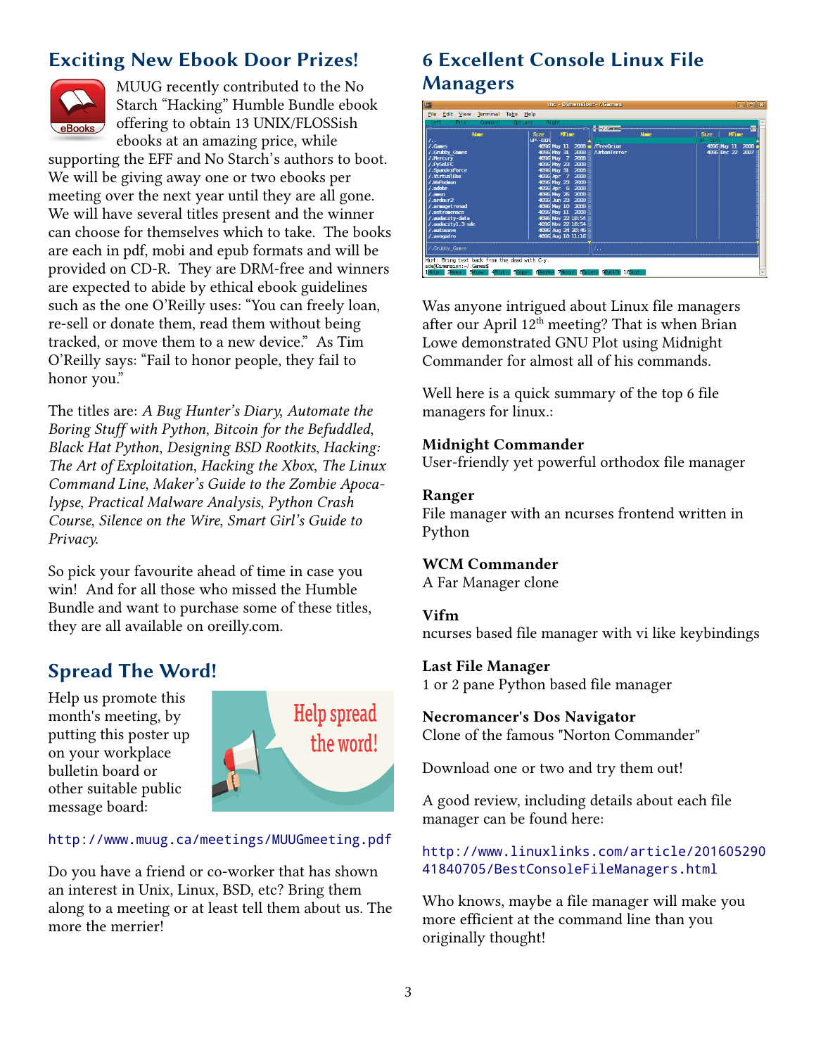## Exciting New Ebook Door Prizes!

MUUG recently contributed to the No Starch "Hacking" Humble Bundle ebook offering to obtain 13 UNIX/FLOSSish ebooks at an amazing price, while supporting the EFF and No Starch's authors to boot. We will be giving away one or two ebooks per meeting over the next year until they are all gone. We will have several titles present and the winner can choose for themselves which to take. The books are each in pdf, mobi and epub formats and will be provided on CD-R. They are DRM-free and winners are expected to abide by ethical ebook guidelines such as the one O'Reilly uses: "You can freely loan, re-sell or donate them, read them without being tracked, or move them to a new device." As Tim O'Reilly says: "Fail to honor people, they fail to honor you."

The titles are: *A Bug Hunter's Diary*, *Automate the Boring Stuff with Python*, *Bitcoin for the Befuddled*, *Black Hat Python*, *Designing BSD Rootkits*, *Hacking: The Art of Exploitation*, *Hacking the Xbox*, *The Linux Command Line*, *Maker's Guide to the Zombie Apocalypse*, *Practical Malware Analysis*, *Python Crash Course*, *Silence on the Wire*, *Smart Girl's Guide to Privacy*.

So pick your favourite ahead of time in case you win! And for all those who missed the Humble Bundle and want to purchase some of these titles, they are all available on oreilly.com.

## Spread The Word!

Help us promote this month's meeting, by putting this poster up on your workplace bulletin board or other suitable public message board:

http://www.muug.ca/meetings/MUUGmeeting.pdf

Do you have a friend or co-worker that has shown an interest in Unix, Linux, BSD, etc? Bring them along to a meeting or at least tell them about us. The more the merrier!

## 6 Excellent Console Linux File Managers

Was anyone intrigued about Linux file managers after our April 12th meeting? That is when Brian Lowe demonstrated GNU Plot using Midnight Commander for almost all of his commands.

Well here is a quick summary of the top 6 file managers for linux.:

**Midnight Commander**
User-friendly yet powerful orthodox file manager

**Ranger**
File manager with an ncurses frontend written in Python

**WCM Commander**
A Far Manager clone

**Vifm**
ncurses based file manager with vi like keybindings

**Last File Manager**
1 or 2 pane Python based file manager

**Necromancer's Dos Navigator**
Clone of the famous "Norton Commander"

Download one or two and try them out!

A good review, including details about each file manager can be found here:

http://www.linuxlinks.com/article/20160529041840705/BestConsoleFileManagers.html

Who knows, maybe a file manager will make you more efficient at the command line than you originally thought!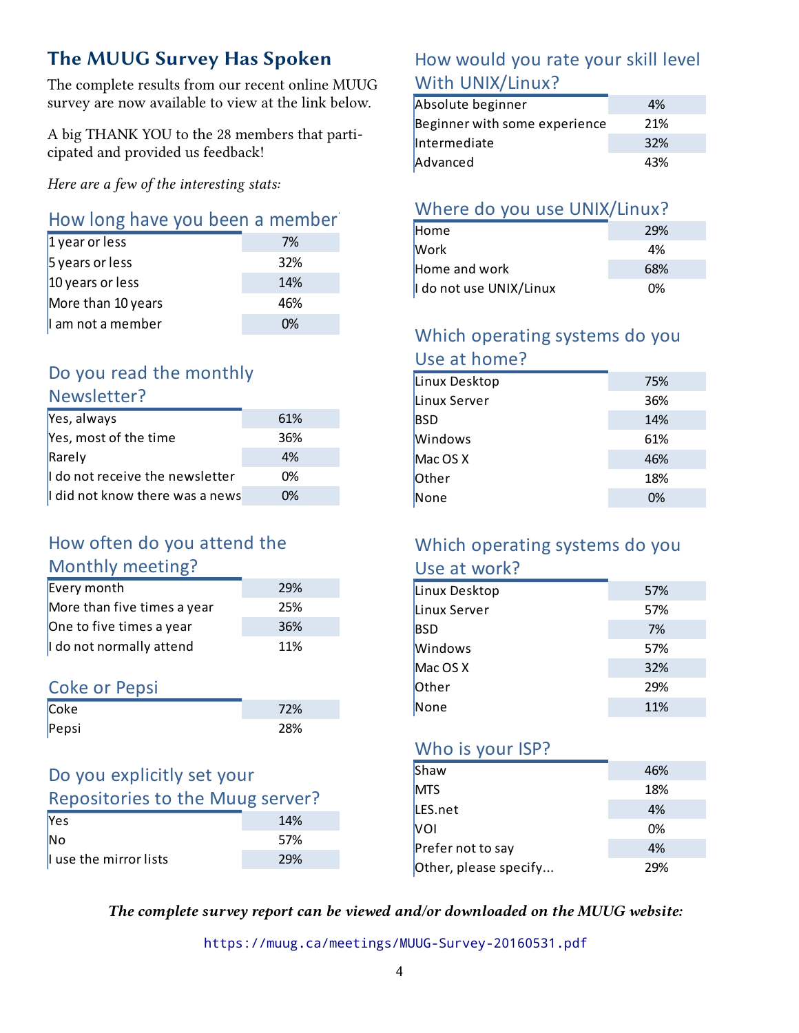## The MUUG Survey Has Spoken

The complete results from our recent online MUUG survey are now available to view at the link below.

A big THANK YOU to the 28 members that participated and provided us feedback!

*Here are a few of the interesting stats:*

### How long have you been a member

| | |
|---|---|
| 1 year or less | 7% |
| 5 years or less | 32% |
| 10 years or less | 14% |
| More than 10 years | 46% |
| I am not a member | 0% |

### Do you read the monthly Newsletter?

| | |
|---|---|
| Yes, always | 61% |
| Yes, most of the time | 36% |
| Rarely | 4% |
| I do not receive the newsletter | 0% |
| I did not know there was a news | 0% |

### How often do you attend the Monthly meeting?

| | |
|---|---|
| Every month | 29% |
| More than five times a year | 25% |
| One to five times a year | 36% |
| I do not normally attend | 11% |

### Coke or Pepsi

| | |
|---|---|
| Coke | 72% |
| Pepsi | 28% |

### Do you explicitly set your Repositories to the Muug server?

| | |
|---|---|
| Yes | 14% |
| No | 57% |
| I use the mirror lists | 29% |

### How would you rate your skill level With UNIX/Linux?

| | |
|---|---|
| Absolute beginner | 4% |
| Beginner with some experience | 21% |
| Intermediate | 32% |
| Advanced | 43% |

### Where do you use UNIX/Linux?

| | |
|---|---|
| Home | 29% |
| Work | 4% |
| Home and work | 68% |
| I do not use UNIX/Linux | 0% |

### Which operating systems do you Use at home?

| | |
|---|---|
| Linux Desktop | 75% |
| Linux Server | 36% |
| BSD | 14% |
| Windows | 61% |
| Mac OS X | 46% |
| Other | 18% |
| None | 0% |

### Which operating systems do you Use at work?

| | |
|---|---|
| Linux Desktop | 57% |
| Linux Server | 57% |
| BSD | 7% |
| Windows | 57% |
| Mac OS X | 32% |
| Other | 29% |
| None | 11% |

### Who is your ISP?

| | |
|---|---|
| Shaw | 46% |
| MTS | 18% |
| LES.net | 4% |
| VOI | 0% |
| Prefer not to say | 4% |
| Other, please specify... | 29% |

***The complete survey report can be viewed and/or downloaded on the MUUG website:***

https://muug.ca/meetings/MUUG-Survey-20160531.pdf